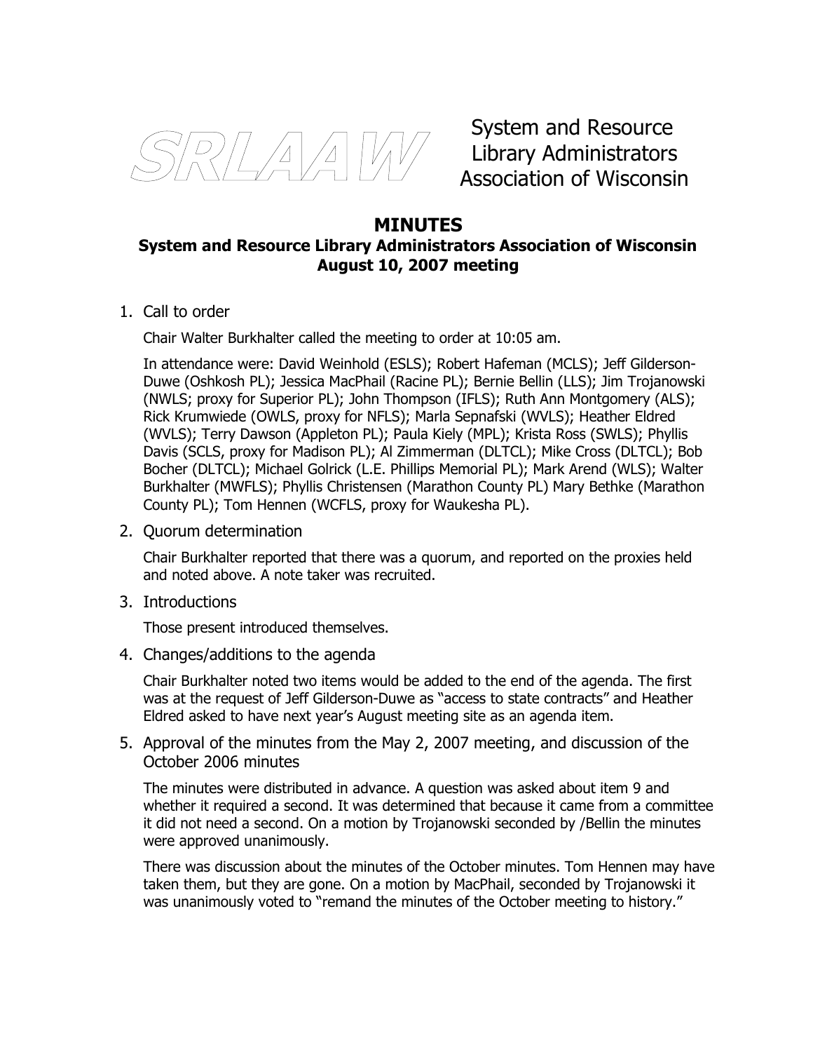SRLAAW

System and Resource Library Administrators Association of Wisconsin

# MINUTES

## System and Resource Library Administrators Association of Wisconsin August 10, 2007 meeting

1. Call to order

   Chair Walter Burkhalter called the meeting to order at 10:05 am.

   In attendance were: David Weinhold (ESLS); Robert Hafeman (MCLS); Jeff Gilderson-Duwe (Oshkosh PL); Jessica MacPhail (Racine PL); Bernie Bellin (LLS); Jim Trojanowski (NWLS; proxy for Superior PL); John Thompson (IFLS); Ruth Ann Montgomery (ALS); Rick Krumwiede (OWLS, proxy for NFLS); Marla Sepnafski (WVLS); Heather Eldred (WVLS); Terry Dawson (Appleton PL); Paula Kiely (MPL); Krista Ross (SWLS); Phyllis Davis (SCLS, proxy for Madison PL); Al Zimmerman (DLTCL); Mike Cross (DLTCL); Bob Bocher (DLTCL); Michael Golrick (L.E. Phillips Memorial PL); Mark Arend (WLS); Walter Burkhalter (MWFLS); Phyllis Christensen (Marathon County PL) Mary Bethke (Marathon County PL); Tom Hennen (WCFLS, proxy for Waukesha PL).

2. Quorum determination

   Chair Burkhalter reported that there was a quorum, and reported on the proxies held and noted above. A note taker was recruited.

3. Introductions

   Those present introduced themselves.

4. Changes/additions to the agenda

   Chair Burkhalter noted two items would be added to the end of the agenda. The first was at the request of Jeff Gilderson-Duwe as "access to state contracts" and Heather Eldred asked to have next year's August meeting site as an agenda item.

5. Approval of the minutes from the May 2, 2007 meeting, and discussion of the October 2006 minutes

   The minutes were distributed in advance. A question was asked about item 9 and whether it required a second. It was determined that because it came from a committee it did not need a second. On a motion by Trojanowski seconded by /Bellin the minutes were approved unanimously.

   There was discussion about the minutes of the October minutes. Tom Hennen may have taken them, but they are gone. On a motion by MacPhail, seconded by Trojanowski it was unanimously voted to "remand the minutes of the October meeting to history."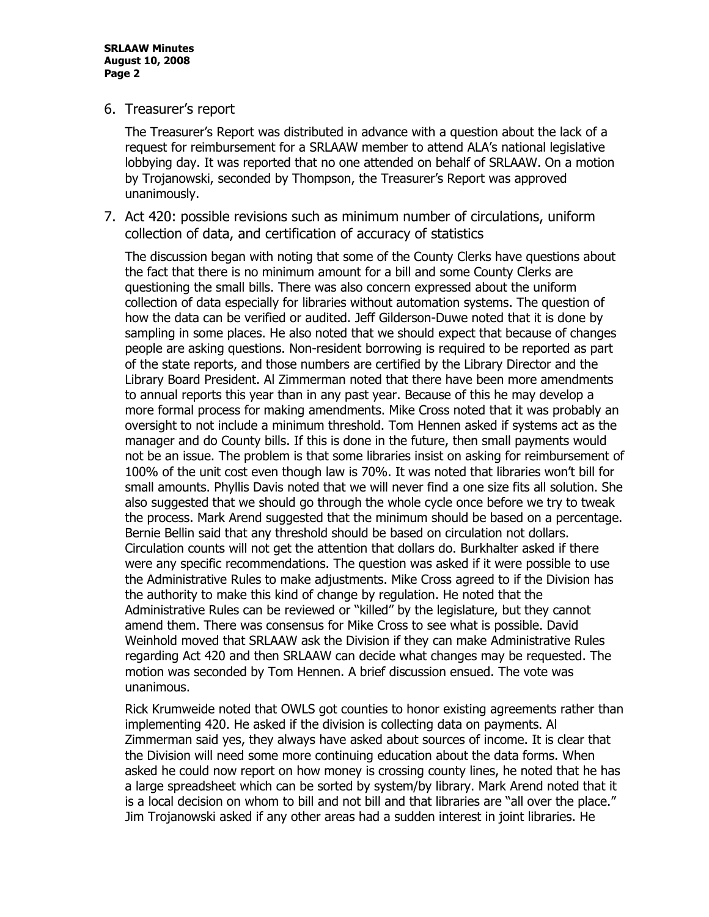6. Treasurer's report

   The Treasurer's Report was distributed in advance with a question about the lack of a request for reimbursement for a SRLAAW member to attend ALA's national legislative lobbying day. It was reported that no one attended on behalf of SRLAAW. On a motion by Trojanowski, seconded by Thompson, the Treasurer's Report was approved unanimously.

7. Act 420: possible revisions such as minimum number of circulations, uniform collection of data, and certification of accuracy of statistics

   The discussion began with noting that some of the County Clerks have questions about the fact that there is no minimum amount for a bill and some County Clerks are questioning the small bills. There was also concern expressed about the uniform collection of data especially for libraries without automation systems. The question of how the data can be verified or audited. Jeff Gilderson-Duwe noted that it is done by sampling in some places. He also noted that we should expect that because of changes people are asking questions. Non-resident borrowing is required to be reported as part of the state reports, and those numbers are certified by the Library Director and the Library Board President. Al Zimmerman noted that there have been more amendments to annual reports this year than in any past year. Because of this he may develop a more formal process for making amendments. Mike Cross noted that it was probably an oversight to not include a minimum threshold. Tom Hennen asked if systems act as the manager and do County bills. If this is done in the future, then small payments would not be an issue. The problem is that some libraries insist on asking for reimbursement of 100% of the unit cost even though law is 70%. It was noted that libraries won't bill for small amounts. Phyllis Davis noted that we will never find a one size fits all solution. She also suggested that we should go through the whole cycle once before we try to tweak the process. Mark Arend suggested that the minimum should be based on a percentage. Bernie Bellin said that any threshold should be based on circulation not dollars. Circulation counts will not get the attention that dollars do. Burkhalter asked if there were any specific recommendations. The question was asked if it were possible to use the Administrative Rules to make adjustments. Mike Cross agreed to if the Division has the authority to make this kind of change by regulation. He noted that the Administrative Rules can be reviewed or "killed" by the legislature, but they cannot amend them. There was consensus for Mike Cross to see what is possible. David Weinhold moved that SRLAAW ask the Division if they can make Administrative Rules regarding Act 420 and then SRLAAW can decide what changes may be requested. The motion was seconded by Tom Hennen. A brief discussion ensued. The vote was unanimous.

   Rick Krumweide noted that OWLS got counties to honor existing agreements rather than implementing 420. He asked if the division is collecting data on payments. Al Zimmerman said yes, they always have asked about sources of income. It is clear that the Division will need some more continuing education about the data forms. When asked he could now report on how money is crossing county lines, he noted that he has a large spreadsheet which can be sorted by system/by library. Mark Arend noted that it is a local decision on whom to bill and not bill and that libraries are "all over the place." Jim Trojanowski asked if any other areas had a sudden interest in joint libraries. He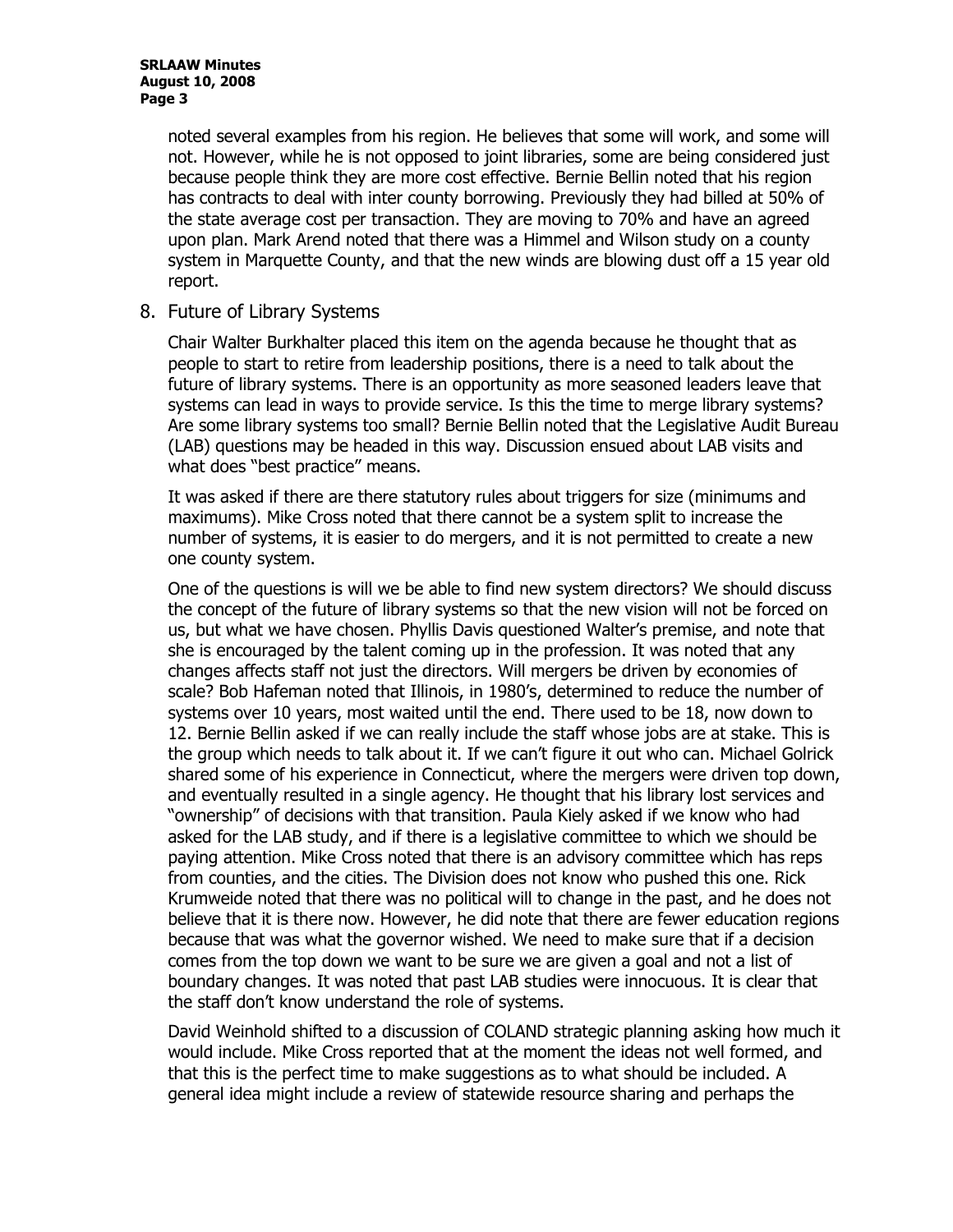noted several examples from his region. He believes that some will work, and some will not. However, while he is not opposed to joint libraries, some are being considered just because people think they are more cost effective. Bernie Bellin noted that his region has contracts to deal with inter county borrowing. Previously they had billed at 50% of the state average cost per transaction. They are moving to 70% and have an agreed upon plan. Mark Arend noted that there was a Himmel and Wilson study on a county system in Marquette County, and that the new winds are blowing dust off a 15 year old report.

8. Future of Library Systems

   Chair Walter Burkhalter placed this item on the agenda because he thought that as people to start to retire from leadership positions, there is a need to talk about the future of library systems. There is an opportunity as more seasoned leaders leave that systems can lead in ways to provide service. Is this the time to merge library systems? Are some library systems too small? Bernie Bellin noted that the Legislative Audit Bureau (LAB) questions may be headed in this way. Discussion ensued about LAB visits and what does "best practice" means.

   It was asked if there are there statutory rules about triggers for size (minimums and maximums). Mike Cross noted that there cannot be a system split to increase the number of systems, it is easier to do mergers, and it is not permitted to create a new one county system.

   One of the questions is will we be able to find new system directors? We should discuss the concept of the future of library systems so that the new vision will not be forced on us, but what we have chosen. Phyllis Davis questioned Walter's premise, and note that she is encouraged by the talent coming up in the profession. It was noted that any changes affects staff not just the directors. Will mergers be driven by economies of scale? Bob Hafeman noted that Illinois, in 1980's, determined to reduce the number of systems over 10 years, most waited until the end. There used to be 18, now down to 12. Bernie Bellin asked if we can really include the staff whose jobs are at stake. This is the group which needs to talk about it. If we can't figure it out who can. Michael Golrick shared some of his experience in Connecticut, where the mergers were driven top down, and eventually resulted in a single agency. He thought that his library lost services and "ownership" of decisions with that transition. Paula Kiely asked if we know who had asked for the LAB study, and if there is a legislative committee to which we should be paying attention. Mike Cross noted that there is an advisory committee which has reps from counties, and the cities. The Division does not know who pushed this one. Rick Krumweide noted that there was no political will to change in the past, and he does not believe that it is there now. However, he did note that there are fewer education regions because that was what the governor wished. We need to make sure that if a decision comes from the top down we want to be sure we are given a goal and not a list of boundary changes. It was noted that past LAB studies were innocuous. It is clear that the staff don't know understand the role of systems.

   David Weinhold shifted to a discussion of COLAND strategic planning asking how much it would include. Mike Cross reported that at the moment the ideas not well formed, and that this is the perfect time to make suggestions as to what should be included. A general idea might include a review of statewide resource sharing and perhaps the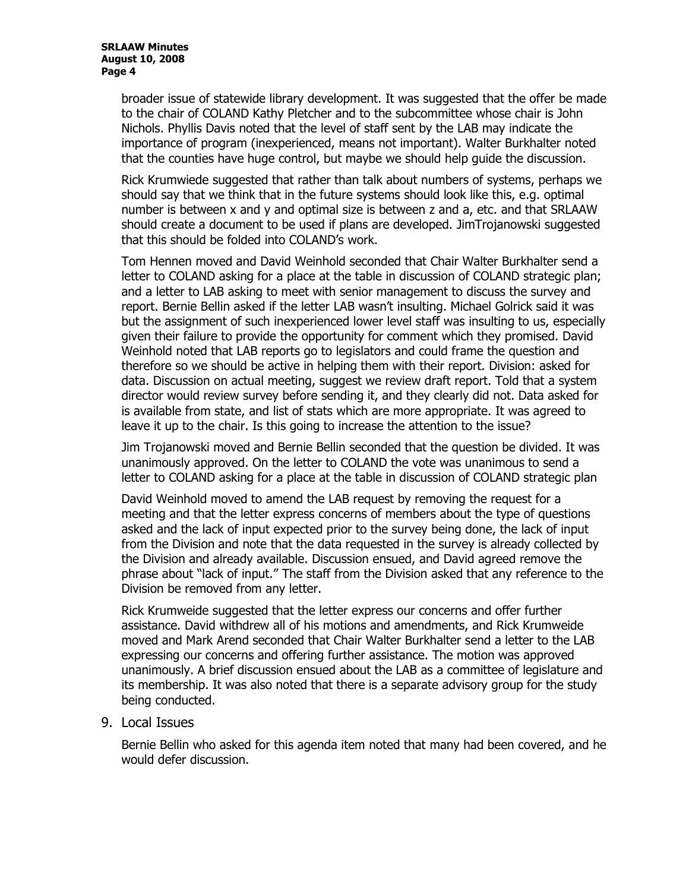broader issue of statewide library development. It was suggested that the offer be made to the chair of COLAND Kathy Pletcher and to the subcommittee whose chair is John Nichols. Phyllis Davis noted that the level of staff sent by the LAB may indicate the importance of program (inexperienced, means not important). Walter Burkhalter noted that the counties have huge control, but maybe we should help guide the discussion.

Rick Krumwiede suggested that rather than talk about numbers of systems, perhaps we should say that we think that in the future systems should look like this, e.g. optimal number is between x and y and optimal size is between z and a, etc. and that SRLAAW should create a document to be used if plans are developed. JimTrojanowski suggested that this should be folded into COLAND's work.

Tom Hennen moved and David Weinhold seconded that Chair Walter Burkhalter send a letter to COLAND asking for a place at the table in discussion of COLAND strategic plan; and a letter to LAB asking to meet with senior management to discuss the survey and report. Bernie Bellin asked if the letter LAB wasn't insulting. Michael Golrick said it was but the assignment of such inexperienced lower level staff was insulting to us, especially given their failure to provide the opportunity for comment which they promised. David Weinhold noted that LAB reports go to legislators and could frame the question and therefore so we should be active in helping them with their report. Division: asked for data. Discussion on actual meeting, suggest we review draft report. Told that a system director would review survey before sending it, and they clearly did not. Data asked for is available from state, and list of stats which are more appropriate. It was agreed to leave it up to the chair. Is this going to increase the attention to the issue?

Jim Trojanowski moved and Bernie Bellin seconded that the question be divided. It was unanimously approved. On the letter to COLAND the vote was unanimous to send a letter to COLAND asking for a place at the table in discussion of COLAND strategic plan

David Weinhold moved to amend the LAB request by removing the request for a meeting and that the letter express concerns of members about the type of questions asked and the lack of input expected prior to the survey being done, the lack of input from the Division and note that the data requested in the survey is already collected by the Division and already available. Discussion ensued, and David agreed remove the phrase about "lack of input." The staff from the Division asked that any reference to the Division be removed from any letter.

Rick Krumweide suggested that the letter express our concerns and offer further assistance. David withdrew all of his motions and amendments, and Rick Krumweide moved and Mark Arend seconded that Chair Walter Burkhalter send a letter to the LAB expressing our concerns and offering further assistance. The motion was approved unanimously. A brief discussion ensued about the LAB as a committee of legislature and its membership. It was also noted that there is a separate advisory group for the study being conducted.

9. Local Issues

   Bernie Bellin who asked for this agenda item noted that many had been covered, and he would defer discussion.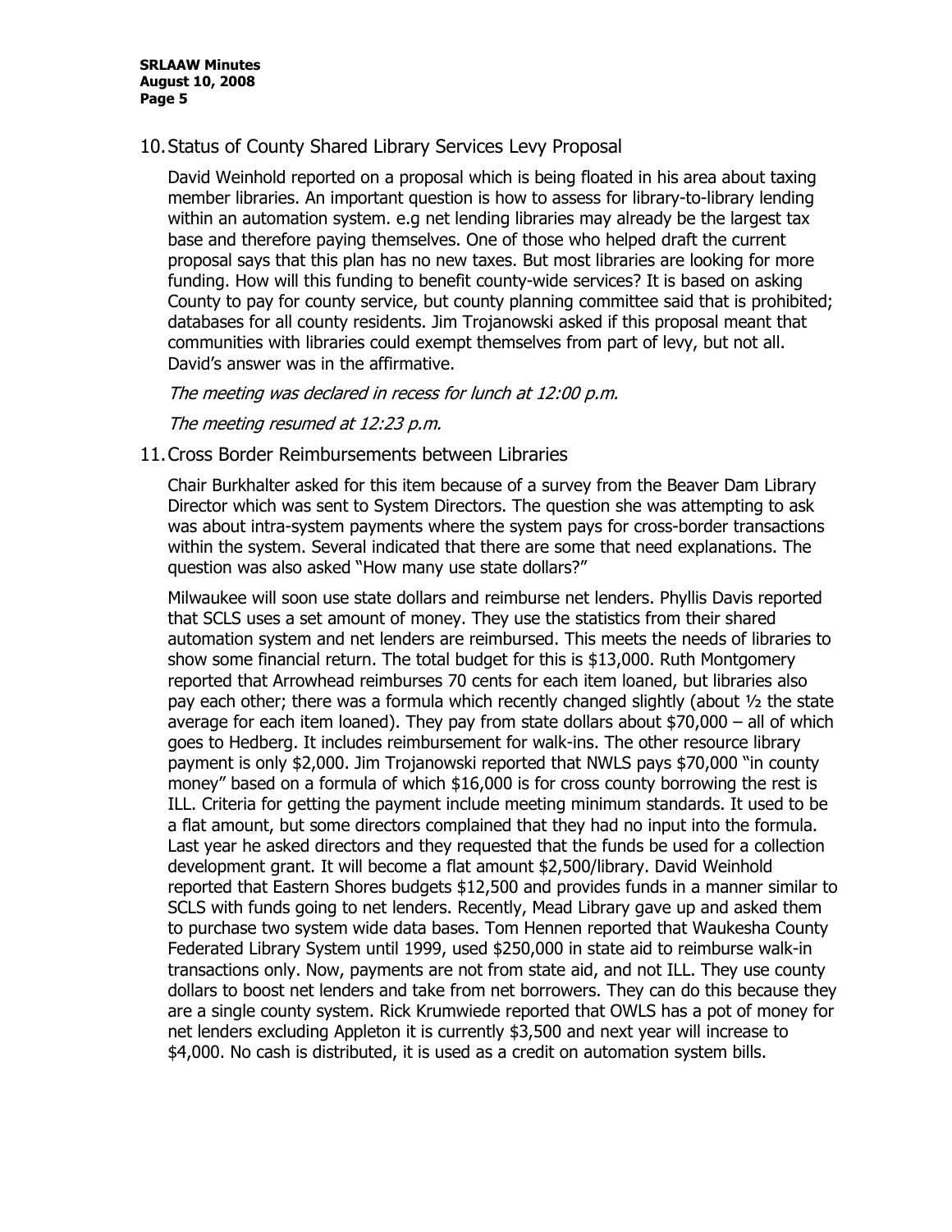10. Status of County Shared Library Services Levy Proposal

   David Weinhold reported on a proposal which is being floated in his area about taxing member libraries. An important question is how to assess for library-to-library lending within an automation system. e.g net lending libraries may already be the largest tax base and therefore paying themselves. One of those who helped draft the current proposal says that this plan has no new taxes. But most libraries are looking for more funding. How will this funding to benefit county-wide services? It is based on asking County to pay for county service, but county planning committee said that is prohibited; databases for all county residents. Jim Trojanowski asked if this proposal meant that communities with libraries could exempt themselves from part of levy, but not all. David's answer was in the affirmative.

   *The meeting was declared in recess for lunch at 12:00 p.m.*

   *The meeting resumed at 12:23 p.m.*

11. Cross Border Reimbursements between Libraries

   Chair Burkhalter asked for this item because of a survey from the Beaver Dam Library Director which was sent to System Directors. The question she was attempting to ask was about intra-system payments where the system pays for cross-border transactions within the system. Several indicated that there are some that need explanations. The question was also asked "How many use state dollars?"

   Milwaukee will soon use state dollars and reimburse net lenders. Phyllis Davis reported that SCLS uses a set amount of money. They use the statistics from their shared automation system and net lenders are reimbursed. This meets the needs of libraries to show some financial return. The total budget for this is $13,000. Ruth Montgomery reported that Arrowhead reimburses 70 cents for each item loaned, but libraries also pay each other; there was a formula which recently changed slightly (about ½ the state average for each item loaned). They pay from state dollars about $70,000 – all of which goes to Hedberg. It includes reimbursement for walk-ins. The other resource library payment is only $2,000. Jim Trojanowski reported that NWLS pays $70,000 "in county money" based on a formula of which $16,000 is for cross county borrowing the rest is ILL. Criteria for getting the payment include meeting minimum standards. It used to be a flat amount, but some directors complained that they had no input into the formula. Last year he asked directors and they requested that the funds be used for a collection development grant. It will become a flat amount $2,500/library. David Weinhold reported that Eastern Shores budgets $12,500 and provides funds in a manner similar to SCLS with funds going to net lenders. Recently, Mead Library gave up and asked them to purchase two system wide data bases. Tom Hennen reported that Waukesha County Federated Library System until 1999, used $250,000 in state aid to reimburse walk-in transactions only. Now, payments are not from state aid, and not ILL. They use county dollars to boost net lenders and take from net borrowers. They can do this because they are a single county system. Rick Krumwiede reported that OWLS has a pot of money for net lenders excluding Appleton it is currently $3,500 and next year will increase to $4,000. No cash is distributed, it is used as a credit on automation system bills.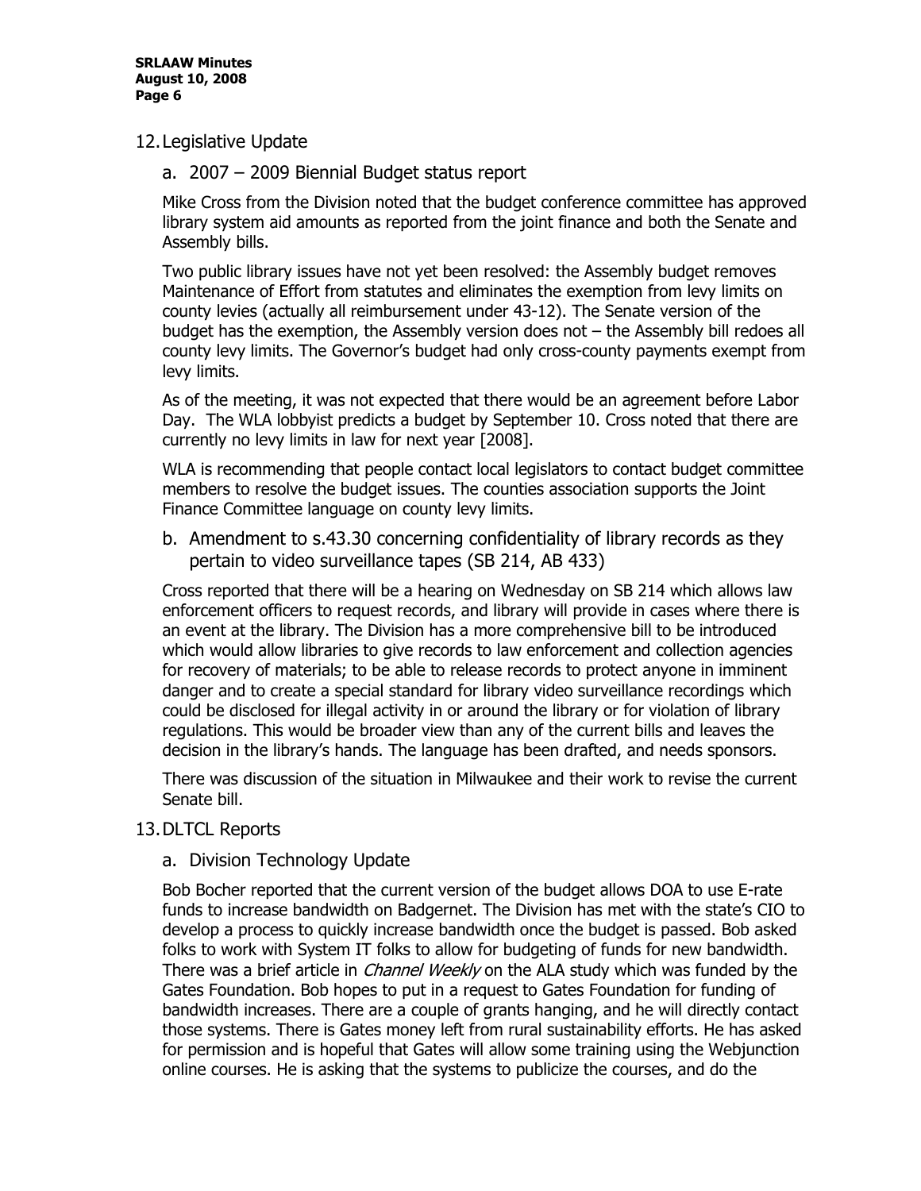12. Legislative Update

    a. 2007 – 2009 Biennial Budget status report

Mike Cross from the Division noted that the budget conference committee has approved library system aid amounts as reported from the joint finance and both the Senate and Assembly bills.

Two public library issues have not yet been resolved: the Assembly budget removes Maintenance of Effort from statutes and eliminates the exemption from levy limits on county levies (actually all reimbursement under 43-12). The Senate version of the budget has the exemption, the Assembly version does not – the Assembly bill redoes all county levy limits. The Governor's budget had only cross-county payments exempt from levy limits.

As of the meeting, it was not expected that there would be an agreement before Labor Day. The WLA lobbyist predicts a budget by September 10. Cross noted that there are currently no levy limits in law for next year [2008].

WLA is recommending that people contact local legislators to contact budget committee members to resolve the budget issues. The counties association supports the Joint Finance Committee language on county levy limits.

    b. Amendment to s.43.30 concerning confidentiality of library records as they pertain to video surveillance tapes (SB 214, AB 433)

Cross reported that there will be a hearing on Wednesday on SB 214 which allows law enforcement officers to request records, and library will provide in cases where there is an event at the library. The Division has a more comprehensive bill to be introduced which would allow libraries to give records to law enforcement and collection agencies for recovery of materials; to be able to release records to protect anyone in imminent danger and to create a special standard for library video surveillance recordings which could be disclosed for illegal activity in or around the library or for violation of library regulations. This would be broader view than any of the current bills and leaves the decision in the library's hands. The language has been drafted, and needs sponsors.

There was discussion of the situation in Milwaukee and their work to revise the current Senate bill.

13. DLTCL Reports

    a. Division Technology Update

Bob Bocher reported that the current version of the budget allows DOA to use E-rate funds to increase bandwidth on Badgernet. The Division has met with the state's CIO to develop a process to quickly increase bandwidth once the budget is passed. Bob asked folks to work with System IT folks to allow for budgeting of funds for new bandwidth. There was a brief article in *Channel Weekly* on the ALA study which was funded by the Gates Foundation. Bob hopes to put in a request to Gates Foundation for funding of bandwidth increases. There are a couple of grants hanging, and he will directly contact those systems. There is Gates money left from rural sustainability efforts. He has asked for permission and is hopeful that Gates will allow some training using the Webjunction online courses. He is asking that the systems to publicize the courses, and do the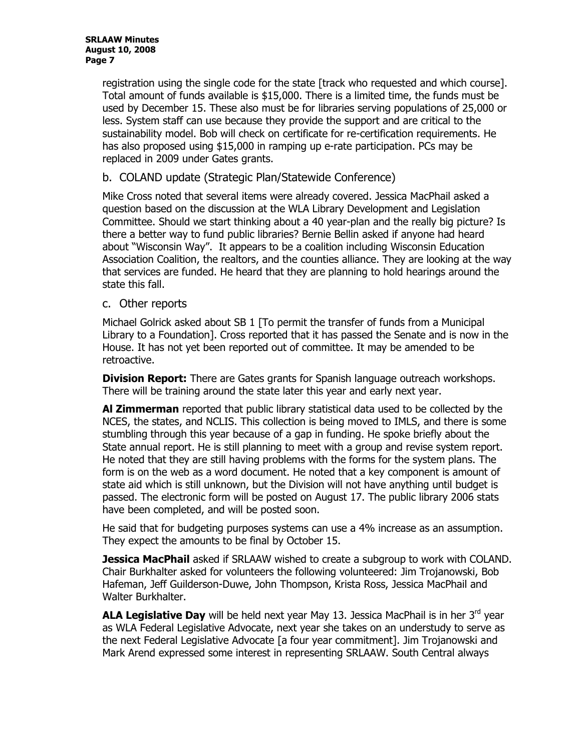registration using the single code for the state [track who requested and which course]. Total amount of funds available is $15,000. There is a limited time, the funds must be used by December 15. These also must be for libraries serving populations of 25,000 or less. System staff can use because they provide the support and are critical to the sustainability model. Bob will check on certificate for re-certification requirements. He has also proposed using $15,000 in ramping up e-rate participation. PCs may be replaced in 2009 under Gates grants.

b. COLAND update (Strategic Plan/Statewide Conference)

Mike Cross noted that several items were already covered. Jessica MacPhail asked a question based on the discussion at the WLA Library Development and Legislation Committee. Should we start thinking about a 40 year-plan and the really big picture? Is there a better way to fund public libraries? Bernie Bellin asked if anyone had heard about "Wisconsin Way". It appears to be a coalition including Wisconsin Education Association Coalition, the realtors, and the counties alliance. They are looking at the way that services are funded. He heard that they are planning to hold hearings around the state this fall.

c. Other reports

Michael Golrick asked about SB 1 [To permit the transfer of funds from a Municipal Library to a Foundation]. Cross reported that it has passed the Senate and is now in the House. It has not yet been reported out of committee. It may be amended to be retroactive.

**Division Report:** There are Gates grants for Spanish language outreach workshops. There will be training around the state later this year and early next year.

**Al Zimmerman** reported that public library statistical data used to be collected by the NCES, the states, and NCLIS. This collection is being moved to IMLS, and there is some stumbling through this year because of a gap in funding. He spoke briefly about the State annual report. He is still planning to meet with a group and revise system report. He noted that they are still having problems with the forms for the system plans. The form is on the web as a word document. He noted that a key component is amount of state aid which is still unknown, but the Division will not have anything until budget is passed. The electronic form will be posted on August 17. The public library 2006 stats have been completed, and will be posted soon.

He said that for budgeting purposes systems can use a 4% increase as an assumption. They expect the amounts to be final by October 15.

**Jessica MacPhail** asked if SRLAAW wished to create a subgroup to work with COLAND. Chair Burkhalter asked for volunteers the following volunteered: Jim Trojanowski, Bob Hafeman, Jeff Guilderson-Duwe, John Thompson, Krista Ross, Jessica MacPhail and Walter Burkhalter.

**ALA Legislative Day** will be held next year May 13. Jessica MacPhail is in her 3rd year as WLA Federal Legislative Advocate, next year she takes on an understudy to serve as the next Federal Legislative Advocate [a four year commitment]. Jim Trojanowski and Mark Arend expressed some interest in representing SRLAAW. South Central always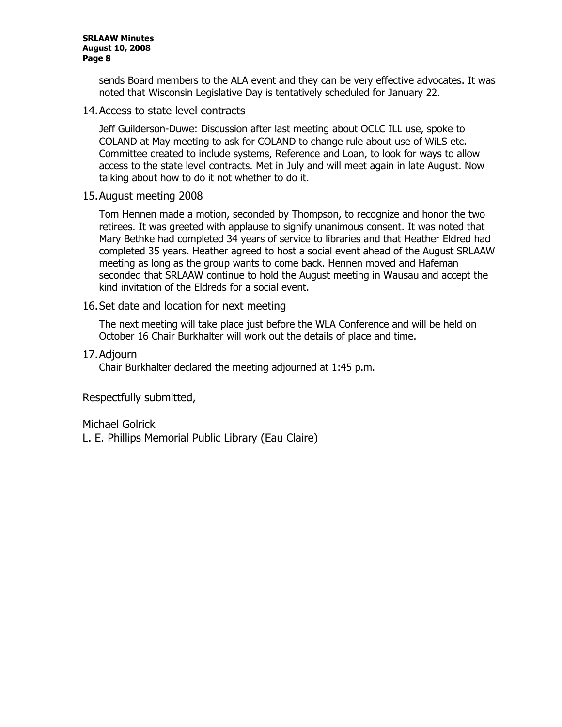sends Board members to the ALA event and they can be very effective advocates. It was noted that Wisconsin Legislative Day is tentatively scheduled for January 22.

14. Access to state level contracts

    Jeff Guilderson-Duwe: Discussion after last meeting about OCLC ILL use, spoke to COLAND at May meeting to ask for COLAND to change rule about use of WiLS etc. Committee created to include systems, Reference and Loan, to look for ways to allow access to the state level contracts. Met in July and will meet again in late August. Now talking about how to do it not whether to do it.

15. August meeting 2008

    Tom Hennen made a motion, seconded by Thompson, to recognize and honor the two retirees. It was greeted with applause to signify unanimous consent. It was noted that Mary Bethke had completed 34 years of service to libraries and that Heather Eldred had completed 35 years. Heather agreed to host a social event ahead of the August SRLAAW meeting as long as the group wants to come back. Hennen moved and Hafeman seconded that SRLAAW continue to hold the August meeting in Wausau and accept the kind invitation of the Eldreds for a social event.

16. Set date and location for next meeting

    The next meeting will take place just before the WLA Conference and will be held on October 16 Chair Burkhalter will work out the details of place and time.

17. Adjourn

    Chair Burkhalter declared the meeting adjourned at 1:45 p.m.

Respectfully submitted,

Michael Golrick
L. E. Phillips Memorial Public Library (Eau Claire)